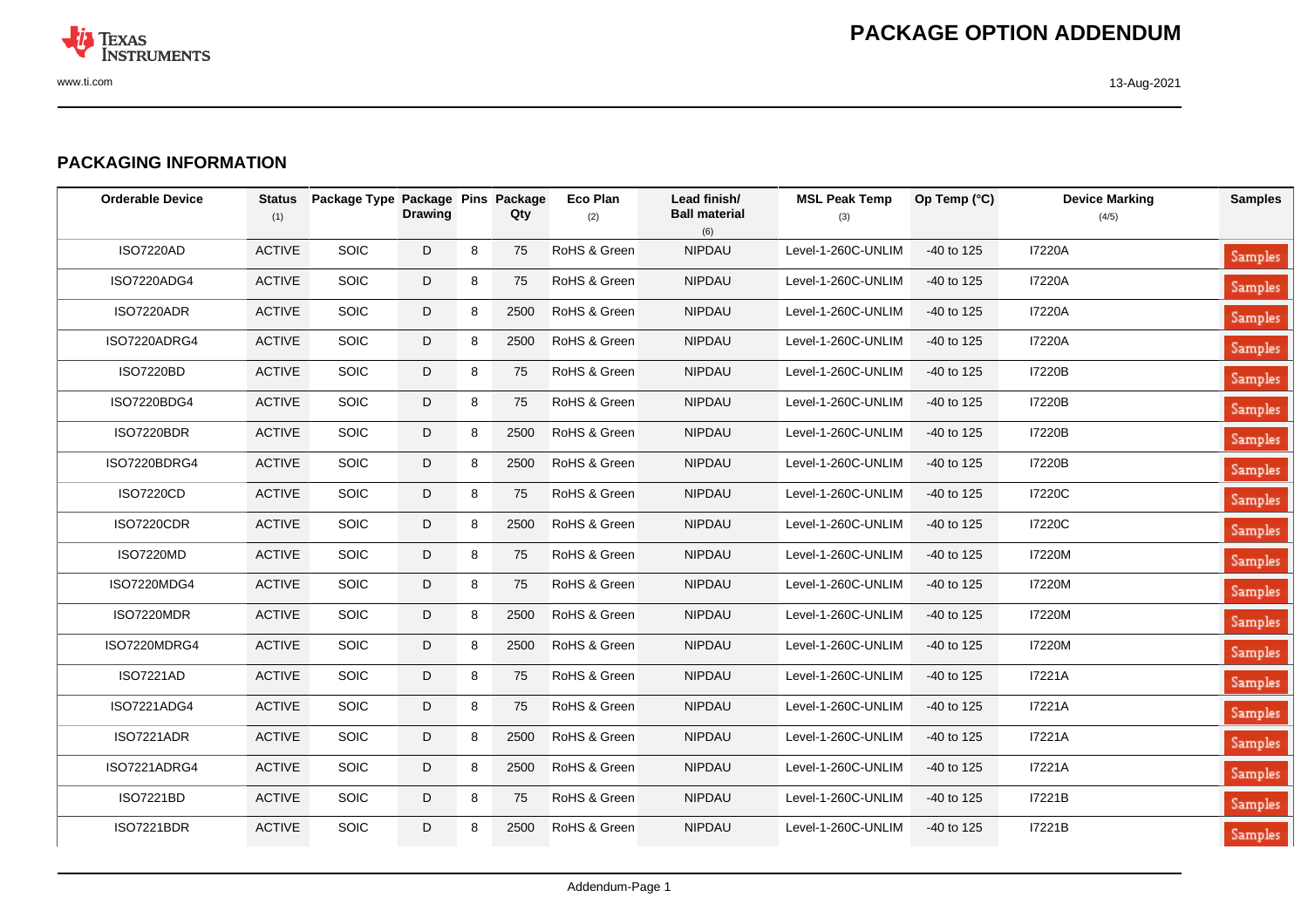# PACKAGE OPTION ADDENDUM

## PACKAGING INFORMATION

| Orderable Device | Status (1) | Package Type | Package Drawing | Pins | Package Qty | Eco Plan (2) | Lead finish/ Ball material (6) | MSL Peak Temp (3) | Op Temp (°C) | Device Marking (4/5) | Samples |
|---|---|---|---|---|---|---|---|---|---|---|---|
| ISO7220AD | ACTIVE | SOIC | D | 8 | 75 | RoHS & Green | NIPDAU | Level-1-260C-UNLIM | -40 to 125 | I7220A | Samples |
| ISO7220ADG4 | ACTIVE | SOIC | D | 8 | 75 | RoHS & Green | NIPDAU | Level-1-260C-UNLIM | -40 to 125 | I7220A | Samples |
| ISO7220ADR | ACTIVE | SOIC | D | 8 | 2500 | RoHS & Green | NIPDAU | Level-1-260C-UNLIM | -40 to 125 | I7220A | Samples |
| ISO7220ADRG4 | ACTIVE | SOIC | D | 8 | 2500 | RoHS & Green | NIPDAU | Level-1-260C-UNLIM | -40 to 125 | I7220A | Samples |
| ISO7220BD | ACTIVE | SOIC | D | 8 | 75 | RoHS & Green | NIPDAU | Level-1-260C-UNLIM | -40 to 125 | I7220B | Samples |
| ISO7220BDG4 | ACTIVE | SOIC | D | 8 | 75 | RoHS & Green | NIPDAU | Level-1-260C-UNLIM | -40 to 125 | I7220B | Samples |
| ISO7220BDR | ACTIVE | SOIC | D | 8 | 2500 | RoHS & Green | NIPDAU | Level-1-260C-UNLIM | -40 to 125 | I7220B | Samples |
| ISO7220BDRG4 | ACTIVE | SOIC | D | 8 | 2500 | RoHS & Green | NIPDAU | Level-1-260C-UNLIM | -40 to 125 | I7220B | Samples |
| ISO7220CD | ACTIVE | SOIC | D | 8 | 75 | RoHS & Green | NIPDAU | Level-1-260C-UNLIM | -40 to 125 | I7220C | Samples |
| ISO7220CDR | ACTIVE | SOIC | D | 8 | 2500 | RoHS & Green | NIPDAU | Level-1-260C-UNLIM | -40 to 125 | I7220C | Samples |
| ISO7220MD | ACTIVE | SOIC | D | 8 | 75 | RoHS & Green | NIPDAU | Level-1-260C-UNLIM | -40 to 125 | I7220M | Samples |
| ISO7220MDG4 | ACTIVE | SOIC | D | 8 | 75 | RoHS & Green | NIPDAU | Level-1-260C-UNLIM | -40 to 125 | I7220M | Samples |
| ISO7220MDR | ACTIVE | SOIC | D | 8 | 2500 | RoHS & Green | NIPDAU | Level-1-260C-UNLIM | -40 to 125 | I7220M | Samples |
| ISO7220MDRG4 | ACTIVE | SOIC | D | 8 | 2500 | RoHS & Green | NIPDAU | Level-1-260C-UNLIM | -40 to 125 | I7220M | Samples |
| ISO7221AD | ACTIVE | SOIC | D | 8 | 75 | RoHS & Green | NIPDAU | Level-1-260C-UNLIM | -40 to 125 | I7221A | Samples |
| ISO7221ADG4 | ACTIVE | SOIC | D | 8 | 75 | RoHS & Green | NIPDAU | Level-1-260C-UNLIM | -40 to 125 | I7221A | Samples |
| ISO7221ADR | ACTIVE | SOIC | D | 8 | 2500 | RoHS & Green | NIPDAU | Level-1-260C-UNLIM | -40 to 125 | I7221A | Samples |
| ISO7221ADRG4 | ACTIVE | SOIC | D | 8 | 2500 | RoHS & Green | NIPDAU | Level-1-260C-UNLIM | -40 to 125 | I7221A | Samples |
| ISO7221BD | ACTIVE | SOIC | D | 8 | 75 | RoHS & Green | NIPDAU | Level-1-260C-UNLIM | -40 to 125 | I7221B | Samples |
| ISO7221BDR | ACTIVE | SOIC | D | 8 | 2500 | RoHS & Green | NIPDAU | Level-1-260C-UNLIM | -40 to 125 | I7221B | Samples |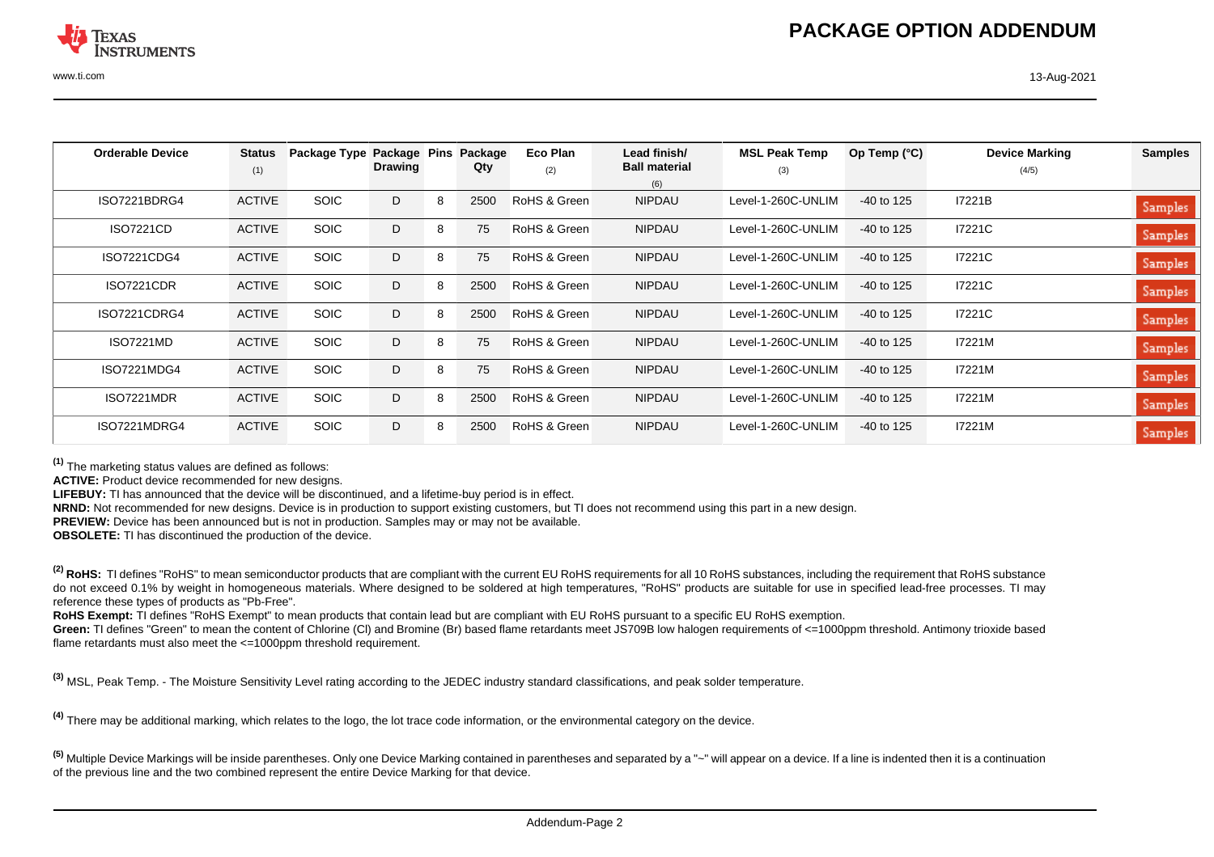| Orderable Device | Status (1) | Package Type | Package Drawing | Pins | Package Qty | Eco Plan (2) | Lead finish/ Ball material (6) | MSL Peak Temp (3) | Op Temp (°C) | Device Marking (4/5) | Samples |
|---|---|---|---|---|---|---|---|---|---|---|---|
| ISO7221BDRG4 | ACTIVE | SOIC | D | 8 | 2500 | RoHS & Green | NIPDAU | Level-1-260C-UNLIM | -40 to 125 | I7221B | Samples |
| ISO7221CD | ACTIVE | SOIC | D | 8 | 75 | RoHS & Green | NIPDAU | Level-1-260C-UNLIM | -40 to 125 | I7221C | Samples |
| ISO7221CDG4 | ACTIVE | SOIC | D | 8 | 75 | RoHS & Green | NIPDAU | Level-1-260C-UNLIM | -40 to 125 | I7221C | Samples |
| ISO7221CDR | ACTIVE | SOIC | D | 8 | 2500 | RoHS & Green | NIPDAU | Level-1-260C-UNLIM | -40 to 125 | I7221C | Samples |
| ISO7221CDRG4 | ACTIVE | SOIC | D | 8 | 2500 | RoHS & Green | NIPDAU | Level-1-260C-UNLIM | -40 to 125 | I7221C | Samples |
| ISO7221MD | ACTIVE | SOIC | D | 8 | 75 | RoHS & Green | NIPDAU | Level-1-260C-UNLIM | -40 to 125 | I7221M | Samples |
| ISO7221MDG4 | ACTIVE | SOIC | D | 8 | 75 | RoHS & Green | NIPDAU | Level-1-260C-UNLIM | -40 to 125 | I7221M | Samples |
| ISO7221MDR | ACTIVE | SOIC | D | 8 | 2500 | RoHS & Green | NIPDAU | Level-1-260C-UNLIM | -40 to 125 | I7221M | Samples |
| ISO7221MDRG4 | ACTIVE | SOIC | D | 8 | 2500 | RoHS & Green | NIPDAU | Level-1-260C-UNLIM | -40 to 125 | I7221M | Samples |

[1] The marketing status values are defined as follows:
**ACTIVE:** Product device recommended for new designs.
**LIFEBUY:** TI has announced that the device will be discontinued, and a lifetime-buy period is in effect.
**NRND:** Not recommended for new designs. Device is in production to support existing customers, but TI does not recommend using this part in a new design.
**PREVIEW:** Device has been announced but is not in production. Samples may or may not be available.
**OBSOLETE:** TI has discontinued the production of the device.

[2] **RoHS:** TI defines "RoHS" to mean semiconductor products that are compliant with the current EU RoHS requirements for all 10 RoHS substances, including the requirement that RoHS substance do not exceed 0.1% by weight in homogeneous materials. Where designed to be soldered at high temperatures, "RoHS" products are suitable for use in specified lead-free processes. TI may reference these types of products as "Pb-Free".
**RoHS Exempt:** TI defines "RoHS Exempt" to mean products that contain lead but are compliant with EU RoHS pursuant to a specific EU RoHS exemption.
**Green:** TI defines "Green" to mean the content of Chlorine (Cl) and Bromine (Br) based flame retardants meet JS709B low halogen requirements of <=1000ppm threshold. Antimony trioxide based flame retardants must also meet the <=1000ppm threshold requirement.

[3] MSL, Peak Temp. - The Moisture Sensitivity Level rating according to the JEDEC industry standard classifications, and peak solder temperature.

[4] There may be additional marking, which relates to the logo, the lot trace code information, or the environmental category on the device.

[5] Multiple Device Markings will be inside parentheses. Only one Device Marking contained in parentheses and separated by a "~" will appear on a device. If a line is indented then it is a continuation of the previous line and the two combined represent the entire Device Marking for that device.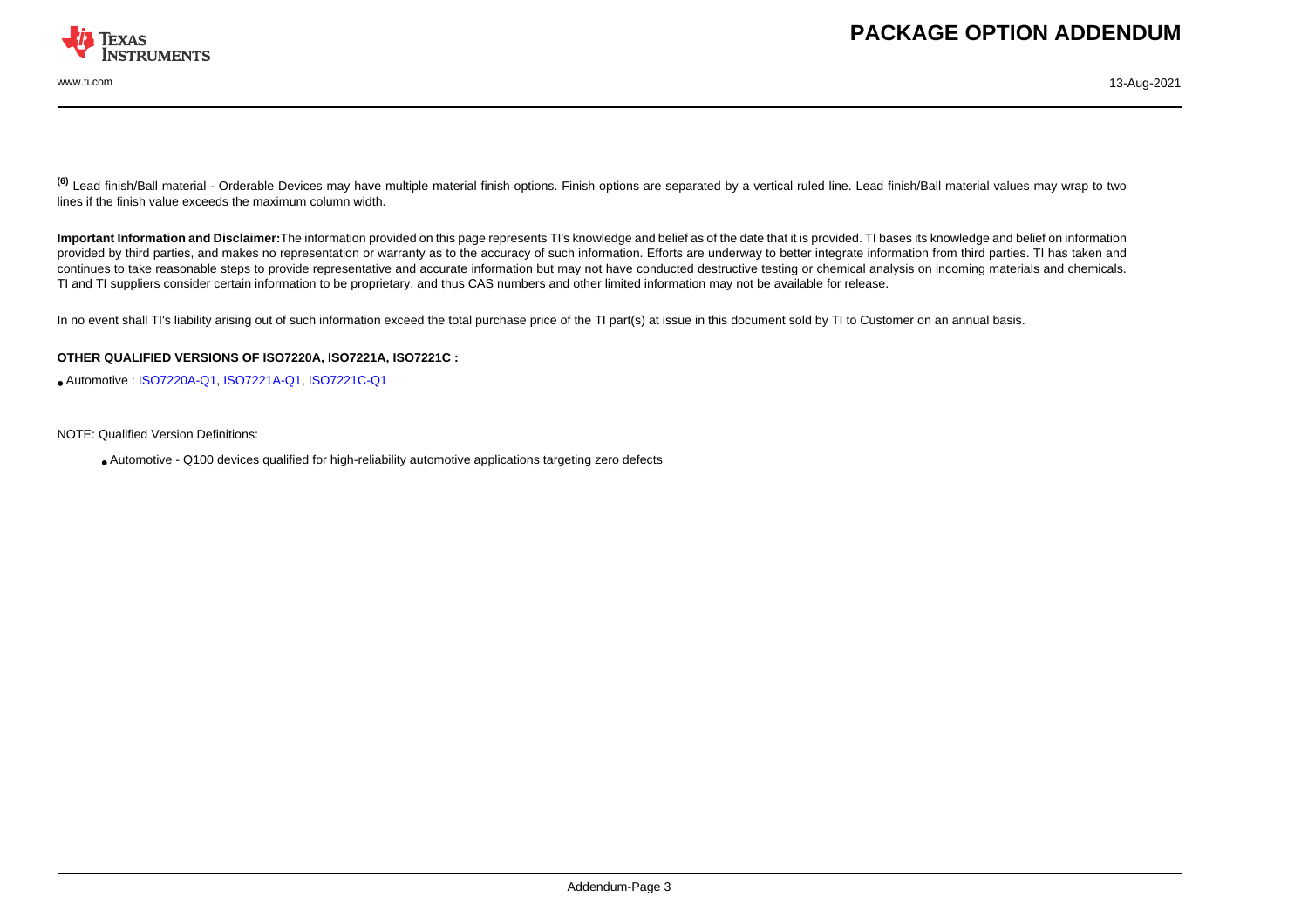[6] Lead finish/Ball material - Orderable Devices may have multiple material finish options. Finish options are separated by a vertical ruled line. Lead finish/Ball material values may wrap to two lines if the finish value exceeds the maximum column width.

**Important Information and Disclaimer:** The information provided on this page represents TI's knowledge and belief as of the date that it is provided. TI bases its knowledge and belief on information provided by third parties, and makes no representation or warranty as to the accuracy of such information. Efforts are underway to better integrate information from third parties. TI has taken and continues to take reasonable steps to provide representative and accurate information but may not have conducted destructive testing or chemical analysis on incoming materials and chemicals. TI and TI suppliers consider certain information to be proprietary, and thus CAS numbers and other limited information may not be available for release.

In no event shall TI's liability arising out of such information exceed the total purchase price of the TI part(s) at issue in this document sold by TI to Customer on an annual basis.

**OTHER QUALIFIED VERSIONS OF ISO7220A, ISO7221A, ISO7221C :**

- Automotive : ISO7220A-Q1, ISO7221A-Q1, ISO7221C-Q1

NOTE: Qualified Version Definitions:

- Automotive - Q100 devices qualified for high-reliability automotive applications targeting zero defects